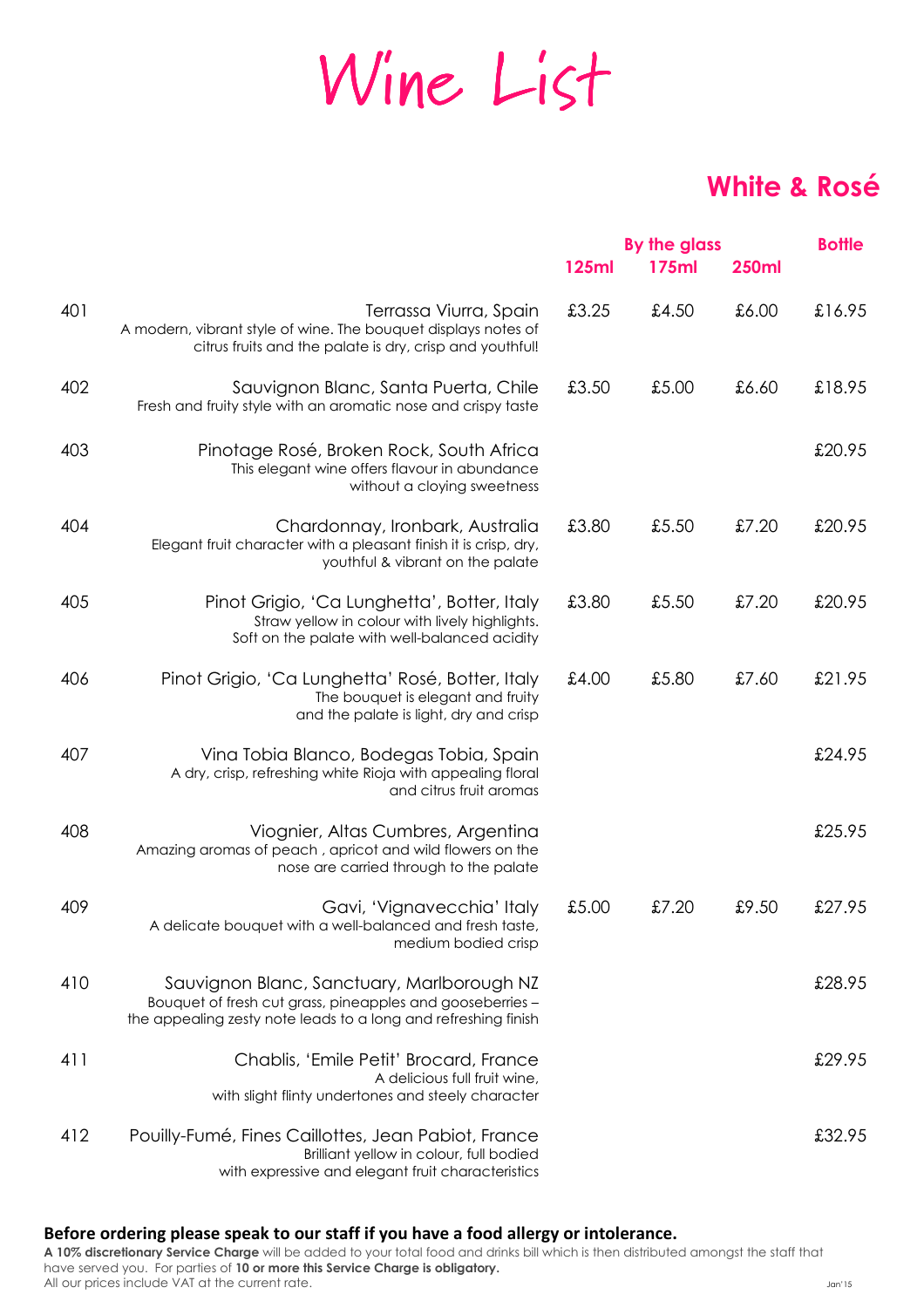# Wine List

## White & Rosé

| | | By the glass | | | Bottle |
|---|---|---|---|---|---|
| | | 125ml | 175ml | 250ml | |
| 401 | Terrassa Viurra, Spain<br>A modern, vibrant style of wine. The bouquet displays notes of citrus fruits and the palate is dry, crisp and youthful! | £3.25 | £4.50 | £6.00 | £16.95 |
| 402 | Sauvignon Blanc, Santa Puerta, Chile<br>Fresh and fruity style with an aromatic nose and crispy taste | £3.50 | £5.00 | £6.60 | £18.95 |
| 403 | Pinotage Rosé, Broken Rock, South Africa<br>This elegant wine offers flavour in abundance without a cloying sweetness | | | | £20.95 |
| 404 | Chardonnay, Ironbark, Australia<br>Elegant fruit character with a pleasant finish it is crisp, dry, youthful & vibrant on the palate | £3.80 | £5.50 | £7.20 | £20.95 |
| 405 | Pinot Grigio, 'Ca Lunghetta', Botter, Italy<br>Straw yellow in colour with lively highlights. Soft on the palate with well-balanced acidity | £3.80 | £5.50 | £7.20 | £20.95 |
| 406 | Pinot Grigio, 'Ca Lunghetta' Rosé, Botter, Italy<br>The bouquet is elegant and fruity and the palate is light, dry and crisp | £4.00 | £5.80 | £7.60 | £21.95 |
| 407 | Vina Tobia Blanco, Bodegas Tobia, Spain<br>A dry, crisp, refreshing white Rioja with appealing floral and citrus fruit aromas | | | | £24.95 |
| 408 | Viognier, Altas Cumbres, Argentina<br>Amazing aromas of peach , apricot and wild flowers on the nose are carried through to the palate | | | | £25.95 |
| 409 | Gavi, 'Vignavecchia' Italy<br>A delicate bouquet with a well-balanced and fresh taste, medium bodied crisp | £5.00 | £7.20 | £9.50 | £27.95 |
| 410 | Sauvignon Blanc, Sanctuary, Marlborough NZ<br>Bouquet of fresh cut grass, pineapples and gooseberries – the appealing zesty note leads to a long and refreshing finish | | | | £28.95 |
| 411 | Chablis, 'Emile Petit' Brocard, France<br>A delicious full fruit wine, with slight flinty undertones and steely character | | | | £29.95 |
| 412 | Pouilly-Fumé, Fines Caillottes, Jean Pabiot, France<br>Brilliant yellow in colour, full bodied with expressive and elegant fruit characteristics | | | | £32.95 |

**Before ordering please speak to our staff if you have a food allergy or intolerance.**

**A 10% discretionary Service Charge** will be added to your total food and drinks bill which is then distributed amongst the staff that have served you. For parties of **10 or more this Service Charge is obligatory.**
All our prices include VAT at the current rate.

Jan'15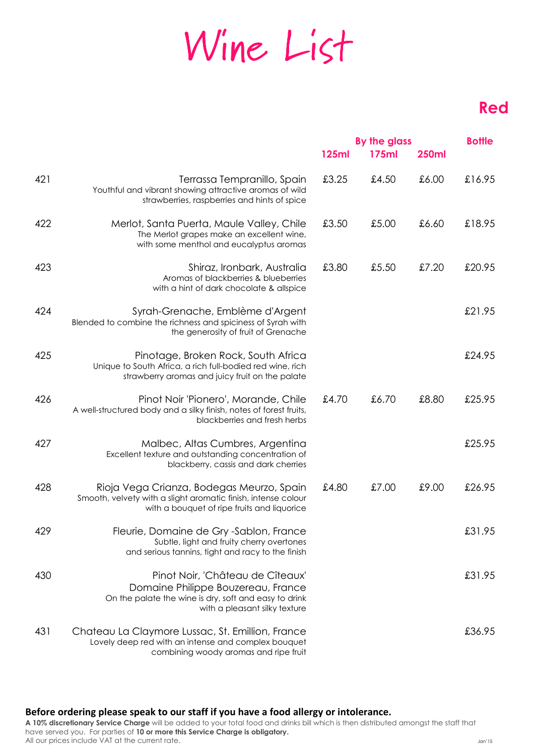# Wine List

## Red

| | | By the glass | | | Bottle |
|---|---|---|---|---|---|
| | | 125ml | 175ml | 250ml | |
| 421 | Terrassa Tempranillo, Spain<br>Youthful and vibrant showing attractive aromas of wild strawberries, raspberries and hints of spice | £3.25 | £4.50 | £6.00 | £16.95 |
| 422 | Merlot, Santa Puerta, Maule Valley, Chile<br>The Merlot grapes make an excellent wine, with some menthol and eucalyptus aromas | £3.50 | £5.00 | £6.60 | £18.95 |
| 423 | Shiraz, Ironbark, Australia<br>Aromas of blackberries & blueberries with a hint of dark chocolate & allspice | £3.80 | £5.50 | £7.20 | £20.95 |
| 424 | Syrah-Grenache, Emblème d'Argent<br>Blended to combine the richness and spiciness of Syrah with the generosity of fruit of Grenache | | | | £21.95 |
| 425 | Pinotage, Broken Rock, South Africa<br>Unique to South Africa, a rich full-bodied red wine, rich strawberry aromas and juicy fruit on the palate | | | | £24.95 |
| 426 | Pinot Noir 'Pionero', Morande, Chile<br>A well-structured body and a silky finish, notes of forest fruits, blackberries and fresh herbs | £4.70 | £6.70 | £8.80 | £25.95 |
| 427 | Malbec, Altas Cumbres, Argentina<br>Excellent texture and outstanding concentration of blackberry, cassis and dark cherries | | | | £25.95 |
| 428 | Rioja Vega Crianza, Bodegas Meurzo, Spain<br>Smooth, velvety with a slight aromatic finish, intense colour with a bouquet of ripe fruits and liquorice | £4.80 | £7.00 | £9.00 | £26.95 |
| 429 | Fleurie, Domaine de Gry -Sablon, France<br>Subtle, light and fruity cherry overtones and serious tannins, tight and racy to the finish | | | | £31.95 |
| 430 | Pinot Noir, 'Château de Cîteaux' Domaine Philippe Bouzereau, France<br>On the palate the wine is dry, soft and easy to drink with a pleasant silky texture | | | | £31.95 |
| 431 | Chateau La Claymore Lussac, St. Emillion, France<br>Lovely deep red with an intense and complex bouquet combining woody aromas and ripe fruit | | | | £36.95 |

**Before ordering please speak to our staff if you have a food allergy or intolerance.**

**A 10% discretionary Service Charge** will be added to your total food and drinks bill which is then distributed amongst the staff that have served you. For parties of **10 or more this Service Charge is obligatory.**
All our prices include VAT at the current rate.

Jan'15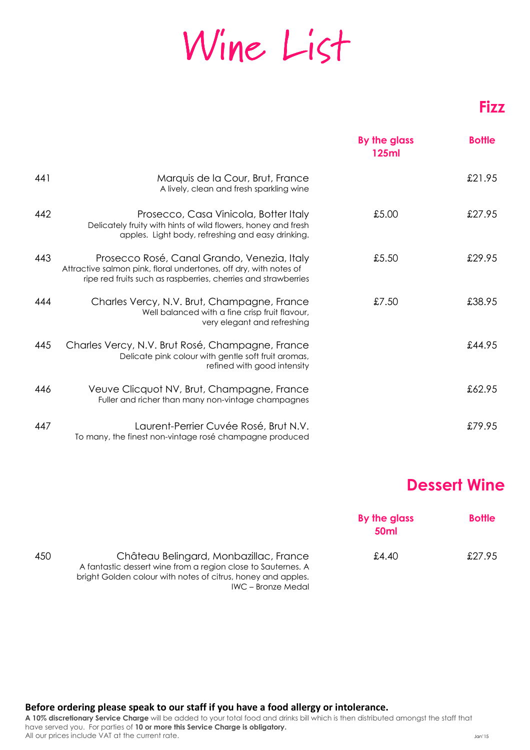# Wine List

## Fizz

| | | By the glass 125ml | Bottle |
|---|---|---|---|
| 441 | Marquis de la Cour, Brut, France<br>A lively, clean and fresh sparkling wine | | £21.95 |
| 442 | Prosecco, Casa Vinicola, Botter Italy<br>Delicately fruity with hints of wild flowers, honey and fresh apples. Light body, refreshing and easy drinking. | £5.00 | £27.95 |
| 443 | Prosecco Rosé, Canal Grando, Venezia, Italy<br>Attractive salmon pink, floral undertones, off dry, with notes of ripe red fruits such as raspberries, cherries and strawberries | £5.50 | £29.95 |
| 444 | Charles Vercy, N.V. Brut, Champagne, France<br>Well balanced with a fine crisp fruit flavour, very elegant and refreshing | £7.50 | £38.95 |
| 445 | Charles Vercy, N.V. Brut Rosé, Champagne, France<br>Delicate pink colour with gentle soft fruit aromas, refined with good intensity | | £44.95 |
| 446 | Veuve Clicquot NV, Brut, Champagne, France<br>Fuller and richer than many non-vintage champagnes | | £62.95 |
| 447 | Laurent-Perrier Cuvée Rosé, Brut N.V.<br>To many, the finest non-vintage rosé champagne produced | | £79.95 |

## Dessert Wine

| | | By the glass 50ml | Bottle |
|---|---|---|---|
| 450 | Château Belingard, Monbazillac, France<br>A fantastic dessert wine from a region close to Sauternes. A bright Golden colour with notes of citrus, honey and apples.<br>IWC – Bronze Medal | £4.40 | £27.95 |

**Before ordering please speak to our staff if you have a food allergy or intolerance.**

**A 10% discretionary Service Charge** will be added to your total food and drinks bill which is then distributed amongst the staff that have served you. For parties of **10 or more this Service Charge is obligatory.**
All our prices include VAT at the current rate.

Jan'15